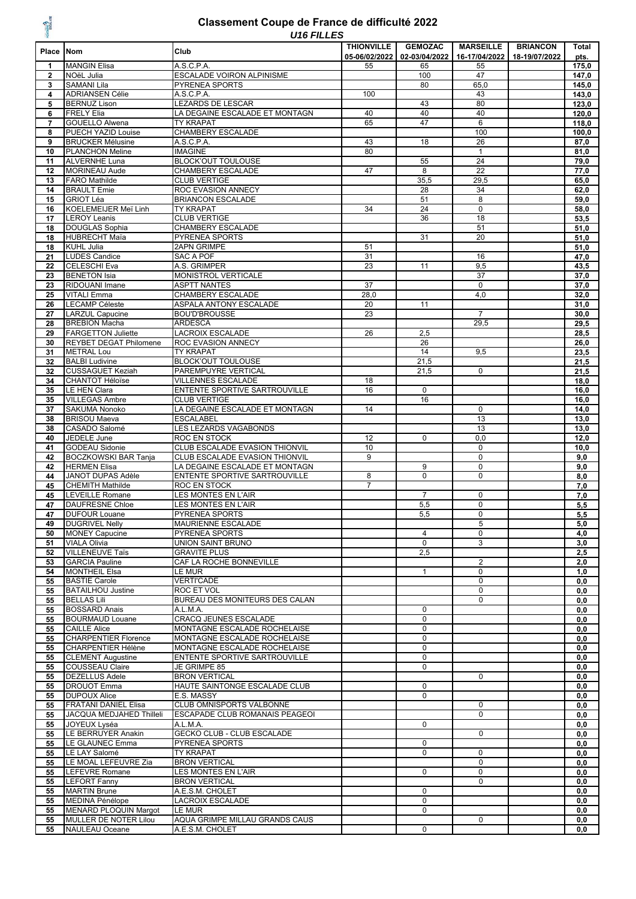# Classement Coupe de France de difficulté 2022

## *U16 FILLES*

| Place | Nom | Club | THIONVILLE 05-06/02/2022 | GEMOZAC 02-03/04/2022 | MARSEILLE 16-17/04/2022 | BRIANCON 18-19/07/2022 | Total pts. |
|---|---|---|---|---|---|---|---|
| 1 | MANGIN Elisa | A.S.C.P.A. | 55 | 65 | 55 | | 175,0 |
| 2 | NOëL Julia | ESCALADE VOIRON ALPINISME | | 100 | 47 | | 147,0 |
| 3 | SAMANI Lila | PYRENEA SPORTS | | 80 | 65,0 | | 145,0 |
| 4 | ADRIANSEN Célie | A.S.C.P.A. | 100 | | 43 | | 143,0 |
| 5 | BERNUZ Lison | LEZARDS DE LESCAR | | 43 | 80 | | 123,0 |
| 6 | FRELY Elia | LA DEGAINE ESCALADE ET MONTAGN | 40 | 40 | 40 | | 120,0 |
| 7 | GOUELLO Alwena | TY KRAPAT | 65 | 47 | 6 | | 118,0 |
| 8 | PUECH YAZID Louise | CHAMBERY ESCALADE | | | 100 | | 100,0 |
| 9 | BRUCKER Mélusine | A.S.C.P.A. | 43 | 18 | 26 | | 87,0 |
| 10 | PLANCHON Meline | IMAGINE | 80 | | 1 | | 81,0 |
| 11 | ALVERNHE Luna | BLOCK'OUT TOULOUSE | | 55 | 24 | | 79,0 |
| 12 | MORINEAU Aude | CHAMBERY ESCALADE | 47 | 8 | 22 | | 77,0 |
| 13 | FARO Mathilde | CLUB VERTIGE | | 35,5 | 29,5 | | 65,0 |
| 14 | BRAULT Emie | ROC EVASION ANNECY | | 28 | 34 | | 62,0 |
| 15 | GRIOT Léa | BRIANCON ESCALADE | | 51 | 8 | | 59,0 |
| 16 | KOELEMEIJER Meï Linh | TY KRAPAT | 34 | 24 | 0 | | 58,0 |
| 17 | LEROY Leanis | CLUB VERTIGE | | 36 | 18 | | 53,5 |
| 18 | DOUGLAS Sophia | CHAMBERY ESCALADE | | | 51 | | 51,0 |
| 18 | HUBRECHT Maïa | PYRENEA SPORTS | | 31 | 20 | | 51,0 |
| 18 | KUHL Julia | 2APN GRIMPE | 51 | | | | 51,0 |
| 21 | LUDES Candice | SAC A POF | 31 | | 16 | | 47,0 |
| 22 | CELESCHI Eva | A.S. GRIMPER | 23 | 11 | 9,5 | | 43,5 |
| 23 | BENETON Isia | MONISTROL VERTICALE | | | 37 | | 37,0 |
| 23 | RIDOUANI Imane | ASPTT NANTES | 37 | | 0 | | 37,0 |
| 25 | VITALI Emma | CHAMBERY ESCALADE | 28,0 | | 4,0 | | 32,0 |
| 26 | LECAMP Céleste | ASPALA ANTONY ESCALADE | 20 | 11 | | | 31,0 |
| 27 | LARZUL Capucine | BOU'D'BROUSSE | 23 | | 7 | | 30,0 |
| 28 | BREBION Macha | ARDESCA | | | 29,5 | | 29,5 |
| 29 | FARGETTON Juliette | LACROIX ESCALADE | 26 | 2,5 | | | 28,5 |
| 30 | REYBET DEGAT Philomene | ROC EVASION ANNECY | | 26 | | | 26,0 |
| 31 | METRAL Lou | TY KRAPAT | | 14 | 9,5 | | 23,5 |
| 32 | BALBI Ludivine | BLOCK'OUT TOULOUSE | | 21,5 | | | 21,5 |
| 32 | CUSSAGUET Keziah | PAREMPUYRE VERTICAL | | 21,5 | 0 | | 21,5 |
| 34 | CHANTOT Héloïse | VILLENNES ESCALADE | 18 | | | | 18,0 |
| 35 | LE HEN Clara | ENTENTE SPORTIVE SARTROUVILLE | 16 | 0 | | | 16,0 |
| 35 | VILLEGAS Ambre | CLUB VERTIGE | | 16 | | | 16,0 |
| 37 | SAKUMA Nonoko | LA DEGAINE ESCALADE ET MONTAGN | 14 | | 0 | | 14,0 |
| 38 | BRISOU Maeva | ESCALABEL | | | 13 | | 13,0 |
| 38 | CASADO Salomé | LES LEZARDS VAGABONDS | | | 13 | | 13,0 |
| 40 | JEDELE June | ROC EN STOCK | 12 | 0 | 0,0 | | 12,0 |
| 41 | GODEAU Sidonie | CLUB ESCALADE EVASION THIONVIL | 10 | | 0 | | 10,0 |
| 42 | BOCZKOWSKI BAR Tanja | CLUB ESCALADE EVASION THIONVIL | 9 | | 0 | | 9,0 |
| 42 | HERMEN Elisa | LA DEGAINE ESCALADE ET MONTAGN | | 9 | 0 | | 9,0 |
| 44 | JANOT DUPAS Adèle | ENTENTE SPORTIVE SARTROUVILLE | 8 | 0 | 0 | | 8,0 |
| 45 | CHEMITH Mathilde | ROC EN STOCK | 7 | | | | 7,0 |
| 45 | LEVEILLE Romane | LES MONTES EN L'AIR | | 7 | 0 | | 7,0 |
| 47 | DAUFRESNE Chloe | LES MONTES EN L'AIR | | 5,5 | 0 | | 5,5 |
| 47 | DUFOUR Louane | PYRENEA SPORTS | | 5,5 | 0 | | 5,5 |
| 49 | DUGRIVEL Nelly | MAURIENNE ESCALADE | | | 5 | | 5,0 |
| 50 | MONEY Capucine | PYRENEA SPORTS | | 4 | 0 | | 4,0 |
| 51 | VIALA Olivia | UNION SAINT BRUNO | | 0 | 3 | | 3,0 |
| 52 | VILLENEUVE Taïs | GRAVITE PLUS | | 2,5 | | | 2,5 |
| 53 | GARCIA Pauline | CAF LA ROCHE BONNEVILLE | | | 2 | | 2,0 |
| 54 | MONTHEIL Elsa | LE MUR | | 1 | 0 | | 1,0 |
| 55 | BASTIE Carole | VERTI'CADE | | | 0 | | 0,0 |
| 55 | BATAILHOU Justine | ROC ET VOL | | | 0 | | 0,0 |
| 55 | BELLAS Lili | BUREAU DES MONITEURS DES CALAN | | | 0 | | 0,0 |
| 55 | BOSSARD Anais | A.L.M.A. | | 0 | | | 0,0 |
| 55 | BOURMAUD Louane | CRACQ JEUNES ESCALADE | | 0 | | | 0,0 |
| 55 | CAILLE Alice | MONTAGNE ESCALADE ROCHELAISE | | 0 | | | 0,0 |
| 55 | CHARPENTIER Florence | MONTAGNE ESCALADE ROCHELAISE | | 0 | | | 0,0 |
| 55 | CHARPENTIER Hélène | MONTAGNE ESCALADE ROCHELAISE | | 0 | | | 0,0 |
| 55 | CLEMENT Augustine | ENTENTE SPORTIVE SARTROUVILLE | | 0 | | | 0,0 |
| 55 | COUSSEAU Claire | JE GRIMPE 85 | | 0 | | | 0,0 |
| 55 | DEZELLUS Adele | BRON VERTICAL | | | 0 | | 0,0 |
| 55 | DROUOT Emma | HAUTE SAINTONGE ESCALADE CLUB | | 0 | | | 0,0 |
| 55 | DUPOUX Alice | E.S. MASSY | | 0 | | | 0,0 |
| 55 | FRATANI DANIEL Elisa | CLUB OMNISPORTS VALBONNE | | | 0 | | 0,0 |
| 55 | JACQUA MEDJAHED Thilleli | ESCAPADE CLUB ROMANAIS PEAGEOI | | | 0 | | 0,0 |
| 55 | JOYEUX Lyséa | A.L.M.A. | | 0 | | | 0,0 |
| 55 | LE BERRUYER Anakin | GECKO CLUB - CLUB ESCALADE | | | 0 | | 0,0 |
| 55 | LE GLAUNEC Emma | PYRENEA SPORTS | | 0 | | | 0,0 |
| 55 | LE LAY Salomé | TY KRAPAT | | 0 | 0 | | 0,0 |
| 55 | LE MOAL LEFEUVRE Zia | BRON VERTICAL | | | 0 | | 0,0 |
| 55 | LEFEVRE Romane | LES MONTES EN L'AIR | | 0 | 0 | | 0,0 |
| 55 | LEFORT Fanny | BRON VERTICAL | | | 0 | | 0,0 |
| 55 | MARTIN Brune | A.E.S.M. CHOLET | | 0 | | | 0,0 |
| 55 | MEDINA Pénélope | LACROIX ESCALADE | | 0 | | | 0,0 |
| 55 | MENARD PLOQUIN Margot | LE MUR | | 0 | | | 0,0 |
| 55 | MULLER DE NOTER Lilou | AQUA GRIMPE MILLAU GRANDS CAUS | | | 0 | | 0,0 |
| 55 | NAULEAU Oceane | A.E.S.M. CHOLET | | 0 | | | 0,0 |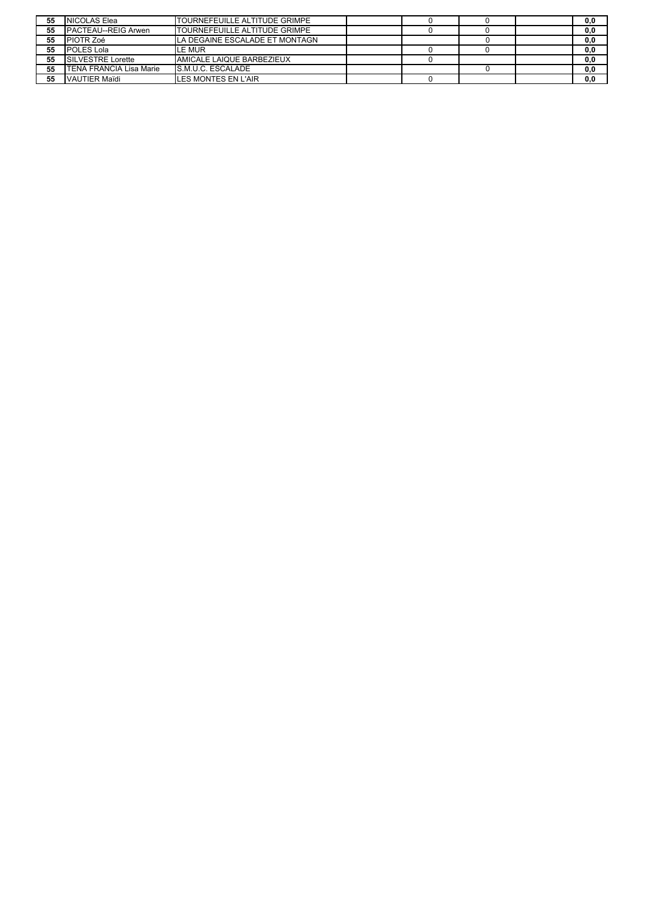| | | | | | | | |
|---|---|---|---|---|---|---|---|
| **55** | NICOLAS Elea | TOURNEFEUILLE ALTITUDE GRIMPE | | 0 | 0 | | **0,0** |
| **55** | PACTEAU--REIG Arwen | TOURNEFEUILLE ALTITUDE GRIMPE | | 0 | 0 | | **0,0** |
| **55** | PIOTR Zoé | LA DEGAINE ESCALADE ET MONTAGN | | | 0 | | **0,0** |
| **55** | POLES Lola | LE MUR | | 0 | 0 | | **0,0** |
| **55** | SILVESTRE Lorette | AMICALE LAIQUE BARBEZIEUX | | 0 | | | **0,0** |
| **55** | TENA FRANCIA Lisa Marie | S.M.U.C. ESCALADE | | | 0 | | **0,0** |
| **55** | VAUTIER Maïdi | LES MONTES EN L'AIR | | 0 | | | **0,0** |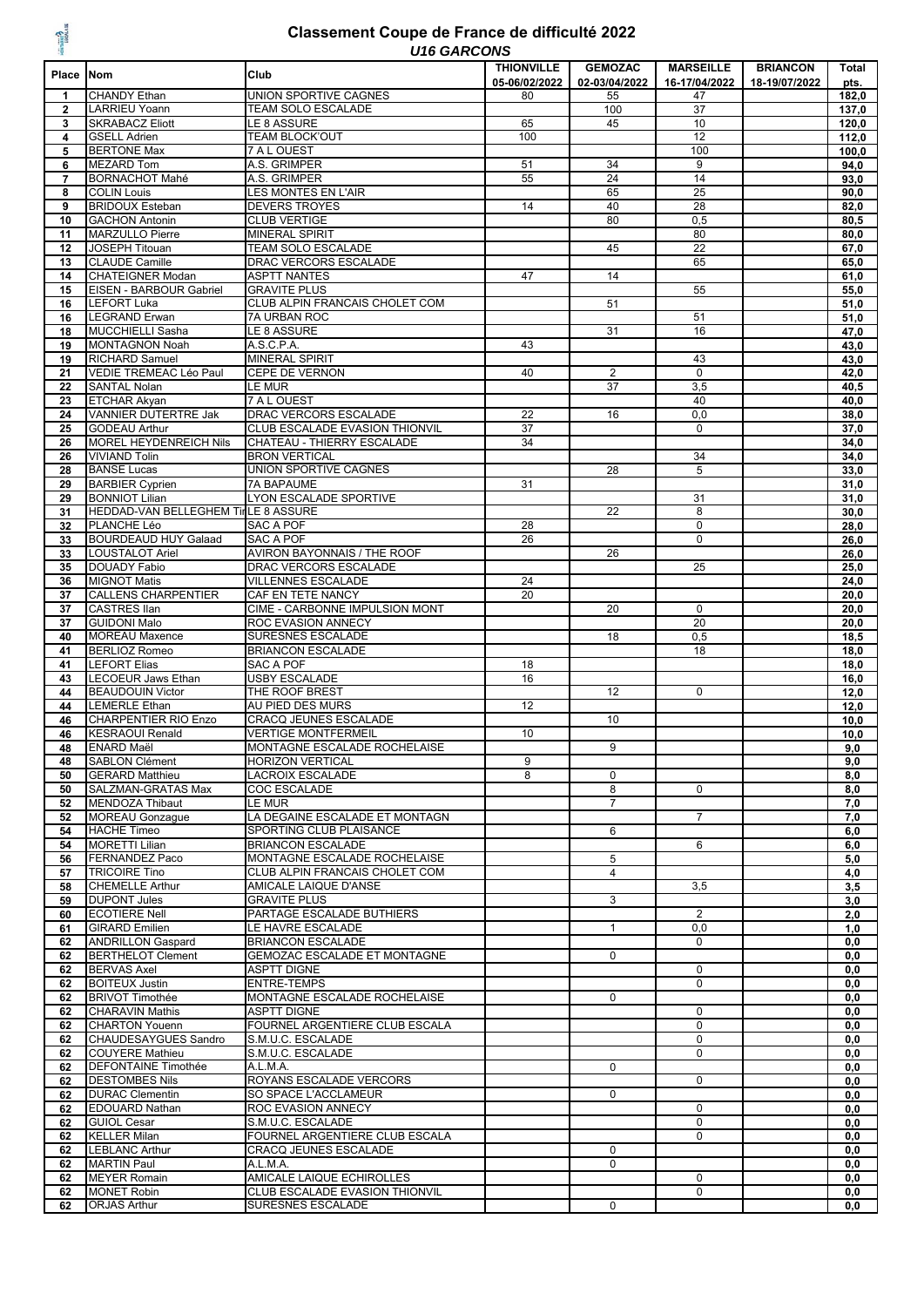# Classement Coupe de France de difficulté 2022

## *U16 GARCONS*

| Place | Nom | Club | THIONVILLE 05-06/02/2022 | GEMOZAC 02-03/04/2022 | MARSEILLE 16-17/04/2022 | BRIANCON 18-19/07/2022 | Total pts. |
|---|---|---|---|---|---|---|---|
| 1 | CHANDY Ethan | UNION SPORTIVE CAGNES | 80 | 55 | 47 | | 182,0 |
| 2 | LARRIEU Yoann | TEAM SOLO ESCALADE | | 100 | 37 | | 137,0 |
| 3 | SKRABACZ Eliott | LE 8 ASSURE | 65 | 45 | 10 | | 120,0 |
| 4 | GSELL Adrien | TEAM BLOCK'OUT | 100 | | 12 | | 112,0 |
| 5 | BERTONE Max | 7 A L OUEST | | | 100 | | 100,0 |
| 6 | MEZARD Tom | A.S. GRIMPER | 51 | 34 | 9 | | 94,0 |
| 7 | BORNACHOT Mahé | A.S. GRIMPER | 55 | 24 | 14 | | 93,0 |
| 8 | COLIN Louis | LES MONTES EN L'AIR | | 65 | 25 | | 90,0 |
| 9 | BRIDOUX Esteban | DEVERS TROYES | 14 | 40 | 28 | | 82,0 |
| 10 | GACHON Antonin | CLUB VERTIGE | | 80 | 0,5 | | 80,5 |
| 11 | MARZULLO Pierre | MINERAL SPIRIT | | | 80 | | 80,0 |
| 12 | JOSEPH Titouan | TEAM SOLO ESCALADE | | 45 | 22 | | 67,0 |
| 13 | CLAUDE Camille | DRAC VERCORS ESCALADE | | | 65 | | 65,0 |
| 14 | CHATEIGNER Modan | ASPTT NANTES | 47 | 14 | | | 61,0 |
| 15 | EISEN - BARBOUR Gabriel | GRAVITE PLUS | | | 55 | | 55,0 |
| 16 | LEFORT Luka | CLUB ALPIN FRANCAIS CHOLET COM | | 51 | | | 51,0 |
| 16 | LEGRAND Erwan | 7A URBAN ROC | | | 51 | | 51,0 |
| 18 | MUCCHIELLI Sasha | LE 8 ASSURE | | 31 | 16 | | 47,0 |
| 19 | MONTAGNON Noah | A.S.C.P.A. | 43 | | | | 43,0 |
| 19 | RICHARD Samuel | MINERAL SPIRIT | | | 43 | | 43,0 |
| 21 | VEDIE TREMEAC Léo Paul | CEPE DE VERNON | 40 | 2 | 0 | | 42,0 |
| 22 | SANTAL Nolan | LE MUR | | 37 | 3,5 | | 40,5 |
| 23 | ETCHAR Akyan | 7 A L OUEST | | | 40 | | 40,0 |
| 24 | VANNIER DUTERTRE Jak | DRAC VERCORS ESCALADE | 22 | 16 | 0,0 | | 38,0 |
| 25 | GODEAU Arthur | CLUB ESCALADE EVASION THIONVIL | 37 | | 0 | | 37,0 |
| 26 | MOREL HEYDENREICH Nils | CHATEAU - THIERRY ESCALADE | 34 | | | | 34,0 |
| 26 | VIVIAND Tolin | BRON VERTICAL | | | 34 | | 34,0 |
| 28 | BANSE Lucas | UNION SPORTIVE CAGNES | | 28 | 5 | | 33,0 |
| 29 | BARBIER Cyprien | 7A BAPAUME | 31 | | | | 31,0 |
| 29 | BONNIOT Lilian | LYON ESCALADE SPORTIVE | | | 31 | | 31,0 |
| 31 | HEDDAD-VAN BELLEGHEM Ti | LE 8 ASSURE | | 22 | 8 | | 30,0 |
| 32 | PLANCHE Léo | SAC A POF | 28 | | 0 | | 28,0 |
| 33 | BOURDEAUD HUY Galaad | SAC A POF | 26 | | 0 | | 26,0 |
| 33 | LOUSTALOT Ariel | AVIRON BAYONNAIS / THE ROOF | | 26 | | | 26,0 |
| 35 | DOUADY Fabio | DRAC VERCORS ESCALADE | | | 25 | | 25,0 |
| 36 | MIGNOT Matis | VILLENNES ESCALADE | 24 | | | | 24,0 |
| 37 | CALLENS CHARPENTIER | CAF EN TETE NANCY | 20 | | | | 20,0 |
| 37 | CASTRES Ilan | CIME - CARBONNE IMPULSION MONT | | 20 | 0 | | 20,0 |
| 37 | GUIDONI Malo | ROC EVASION ANNECY | | | 20 | | 20,0 |
| 40 | MOREAU Maxence | SURESNES ESCALADE | | 18 | 0,5 | | 18,5 |
| 41 | BERLIOZ Romeo | BRIANCON ESCALADE | | | 18 | | 18,0 |
| 41 | LEFORT Elias | SAC A POF | 18 | | | | 18,0 |
| 43 | LECOEUR Jaws Ethan | USBY ESCALADE | 16 | | | | 16,0 |
| 44 | BEAUDOUIN Victor | THE ROOF BREST | | 12 | 0 | | 12,0 |
| 44 | LEMERLE Ethan | AU PIED DES MURS | 12 | | | | 12,0 |
| 46 | CHARPENTIER RIO Enzo | CRACQ JEUNES ESCALADE | | 10 | | | 10,0 |
| 46 | KESRAOUI Renald | VERTIGE MONTFERMEIL | 10 | | | | 10,0 |
| 48 | ENARD Maël | MONTAGNE ESCALADE ROCHELAISE | | 9 | | | 9,0 |
| 48 | SABLON Clément | HORIZON VERTICAL | 9 | | | | 9,0 |
| 50 | GERARD Matthieu | LACROIX ESCALADE | 8 | 0 | | | 8,0 |
| 50 | SALZMAN-GRATAS Max | COC ESCALADE | | 8 | 0 | | 8,0 |
| 52 | MENDOZA Thibaut | LE MUR | | 7 | | | 7,0 |
| 52 | MOREAU Gonzague | LA DEGAINE ESCALADE ET MONTAGN | | | 7 | | 7,0 |
| 54 | HACHE Timeo | SPORTING CLUB PLAISANCE | | 6 | | | 6,0 |
| 54 | MORETTI Lilian | BRIANCON ESCALADE | | | 6 | | 6,0 |
| 56 | FERNANDEZ Paco | MONTAGNE ESCALADE ROCHELAISE | | 5 | | | 5,0 |
| 57 | TRICOIRE Tino | CLUB ALPIN FRANCAIS CHOLET COM | | 4 | | | 4,0 |
| 58 | CHEMELLE Arthur | AMICALE LAIQUE D'ANSE | | | 3,5 | | 3,5 |
| 59 | DUPONT Jules | GRAVITE PLUS | | 3 | | | 3,0 |
| 60 | ECOTIERE Nell | PARTAGE ESCALADE BUTHIERS | | | 2 | | 2,0 |
| 61 | GIRARD Emilien | LE HAVRE ESCALADE | | 1 | 0,0 | | 1,0 |
| 62 | ANDRILLON Gaspard | BRIANCON ESCALADE | | | 0 | | 0,0 |
| 62 | BERTHELOT Clement | GEMOZAC ESCALADE ET MONTAGNE | | 0 | | | 0,0 |
| 62 | BERVAS Axel | ASPTT DIGNE | | | 0 | | 0,0 |
| 62 | BOITEUX Justin | ENTRE-TEMPS | | | 0 | | 0,0 |
| 62 | BRIVOT Timothée | MONTAGNE ESCALADE ROCHELAISE | | 0 | | | 0,0 |
| 62 | CHARAVIN Mathis | ASPTT DIGNE | | | 0 | | 0,0 |
| 62 | CHARTON Youenn | FOURNEL ARGENTIERE CLUB ESCALA | | | 0 | | 0,0 |
| 62 | CHAUDESAYGUES Sandro | S.M.U.C. ESCALADE | | | 0 | | 0,0 |
| 62 | COUYERE Mathieu | S.M.U.C. ESCALADE | | | 0 | | 0,0 |
| 62 | DEFONTAINE Timothée | A.L.M.A. | | 0 | | | 0,0 |
| 62 | DESTOMBES Nils | ROYANS ESCALADE VERCORS | | | 0 | | 0,0 |
| 62 | DURAC Clementin | SO SPACE L'ACCLAMEUR | | 0 | | | 0,0 |
| 62 | EDOUARD Nathan | ROC EVASION ANNECY | | | 0 | | 0,0 |
| 62 | GUIOL Cesar | S.M.U.C. ESCALADE | | | 0 | | 0,0 |
| 62 | KELLER Milan | FOURNEL ARGENTIERE CLUB ESCALA | | | 0 | | 0,0 |
| 62 | LEBLANC Arthur | CRACQ JEUNES ESCALADE | | 0 | | | 0,0 |
| 62 | MARTIN Paul | A.L.M.A. | | 0 | | | 0,0 |
| 62 | MEYER Romain | AMICALE LAIQUE ECHIROLLES | | | 0 | | 0,0 |
| 62 | MONET Robin | CLUB ESCALADE EVASION THIONVIL | | | 0 | | 0,0 |
| 62 | ORJAS Arthur | SURESNES ESCALADE | | 0 | | | 0,0 |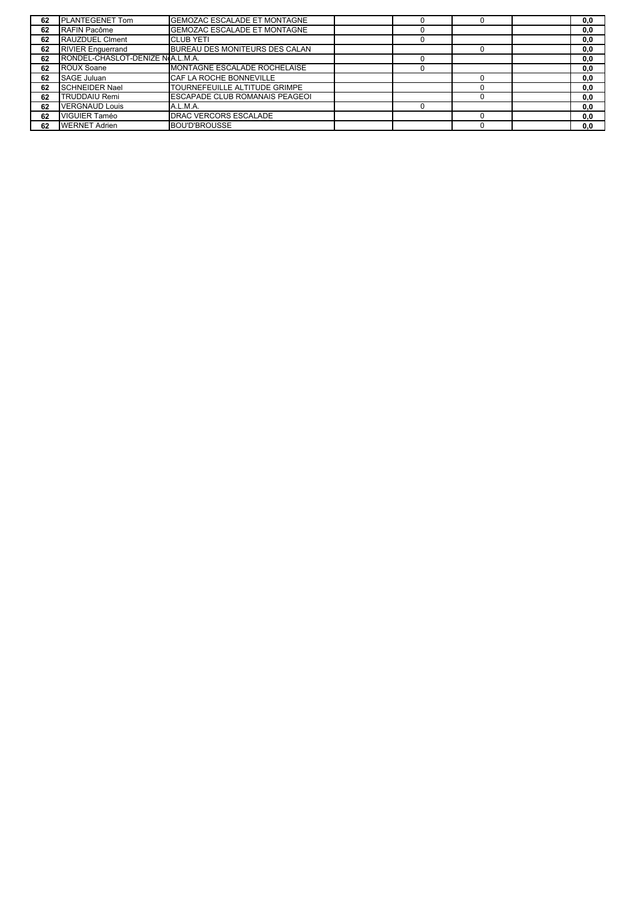| | | | | | | | |
|---|---|---|---|---|---|---|---|
| 62 | PLANTEGENET Tom | GEMOZAC ESCALADE ET MONTAGNE | | 0 | 0 | | 0,0 |
| 62 | RAFIN Pacôme | GEMOZAC ESCALADE ET MONTAGNE | | 0 | | | 0,0 |
| 62 | RAUZDUEL Clment | CLUB YETI | | 0 | | | 0,0 |
| 62 | RIVIER Enguerrand | BUREAU DES MONITEURS DES CALAN | | | 0 | | 0,0 |
| 62 | RONDEL-CHASLOT-DENIZE N | A.L.M.A. | | 0 | | | 0,0 |
| 62 | ROUX Soane | MONTAGNE ESCALADE ROCHELAISE | | 0 | | | 0,0 |
| 62 | SAGE Juluan | CAF LA ROCHE BONNEVILLE | | | 0 | | 0,0 |
| 62 | SCHNEIDER Nael | TOURNEFEUILLE ALTITUDE GRIMPE | | | 0 | | 0,0 |
| 62 | TRUDDAIU Remi | ESCAPADE CLUB ROMANAIS PEAGEOI | | | 0 | | 0,0 |
| 62 | VERGNAUD Louis | A.L.M.A. | | 0 | | | 0,0 |
| 62 | VIGUIER Taméo | DRAC VERCORS ESCALADE | | | 0 | | 0,0 |
| 62 | WERNET Adrien | BOU'D'BROUSSE | | | 0 | | 0,0 |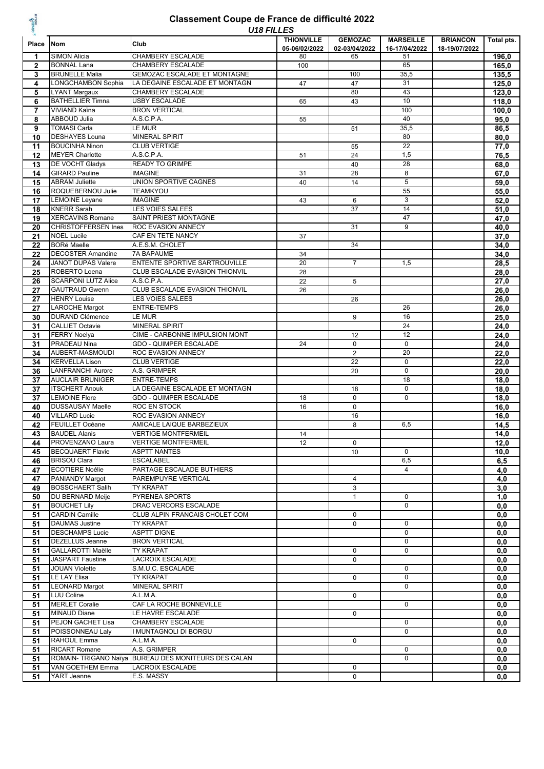# Classement Coupe de France de difficulté 2022

*U18 FILLES*

| Place | Nom | Club | THIONVILLE 05-06/02/2022 | GEMOZAC 02-03/04/2022 | MARSEILLE 16-17/04/2022 | BRIANCON 18-19/07/2022 | Total pts. |
|---|---|---|---|---|---|---|---|
| 1 | SIMON Alicia | CHAMBERY ESCALADE | 80 | 65 | 51 | | 196,0 |
| 2 | BONNAL Lana | CHAMBERY ESCALADE | 100 | | 65 | | 165,0 |
| 3 | BRUNELLE Malia | GEMOZAC ESCALADE ET MONTAGNE | | 100 | 35,5 | | 135,5 |
| 4 | LONGCHAMBON Sophia | LA DEGAINE ESCALADE ET MONTAGN | 47 | 47 | 31 | | 125,0 |
| 5 | LYANT Margaux | CHAMBERY ESCALADE | | 80 | 43 | | 123,0 |
| 6 | BATHELLIER Timna | USBY ESCALADE | 65 | 43 | 10 | | 118,0 |
| 7 | VIVIAND Kaïna | BRON VERTICAL | | | 100 | | 100,0 |
| 8 | ABBOUD Julia | A.S.C.P.A. | 55 | | 40 | | 95,0 |
| 9 | TOMASI Carla | LE MUR | | 51 | 35,5 | | 86,5 |
| 10 | DESHAYES Louna | MINERAL SPIRIT | | | 80 | | 80,0 |
| 11 | BOUCINHA Ninon | CLUB VERTIGE | | 55 | 22 | | 77,0 |
| 12 | MEYER Charlotte | A.S.C.P.A. | 51 | 24 | 1,5 | | 76,5 |
| 13 | DE VOCHT Gladys | READY TO GRIMPE | | 40 | 28 | | 68,0 |
| 14 | GIRARD Pauline | IMAGINE | 31 | 28 | 8 | | 67,0 |
| 15 | ABRAM Juliette | UNION SPORTIVE CAGNES | 40 | 14 | 5 | | 59,0 |
| 16 | ROQUEBERNOU Julie | TEAMKYOU | | | 55 | | 55,0 |
| 17 | LEMOINE Leyane | IMAGINE | 43 | 6 | 3 | | 52,0 |
| 18 | KNERR Sarah | LES VOIES SALEES | | 37 | 14 | | 51,0 |
| 19 | XERCAVINS Romane | SAINT PRIEST MONTAGNE | | | 47 | | 47,0 |
| 20 | CHRISTOFFERSEN Ines | ROC EVASION ANNECY | | 31 | 9 | | 40,0 |
| 21 | NOEL Lucile | CAF EN TETE NANCY | 37 | | | | 37,0 |
| 22 | BORé Maelle | A.E.S.M. CHOLET | | 34 | | | 34,0 |
| 22 | DECOSTER Amandine | 7A BAPAUME | 34 | | | | 34,0 |
| 24 | JANOT DUPAS Valere | ENTENTE SPORTIVE SARTROUVILLE | 20 | 7 | 1,5 | | 28,5 |
| 25 | ROBERTO Loena | CLUB ESCALADE EVASION THIONVIL | 28 | | | | 28,0 |
| 26 | SCARPONI LUTZ Alice | A.S.C.P.A. | 22 | 5 | | | 27,0 |
| 27 | GAUTRAUD Gwenn | CLUB ESCALADE EVASION THIONVIL | 26 | | | | 26,0 |
| 27 | HENRY Louise | LES VOIES SALEES | | 26 | | | 26,0 |
| 27 | LAROCHE Margot | ENTRE-TEMPS | | | 26 | | 26,0 |
| 30 | DURAND Clémence | LE MUR | | 9 | 16 | | 25,0 |
| 31 | CALLIET Octavie | MINERAL SPIRIT | | | 24 | | 24,0 |
| 31 | FERRY Noelya | CIME - CARBONNE IMPULSION MONT | | 12 | 12 | | 24,0 |
| 31 | PRADEAU Nina | GDO - QUIMPER ESCALADE | 24 | 0 | 0 | | 24,0 |
| 34 | AUBERT-MASMOUDI | ROC EVASION ANNECY | | 2 | 20 | | 22,0 |
| 34 | KERVELLA Lison | CLUB VERTIGE | | 22 | 0 | | 22,0 |
| 36 | LANFRANCHI Aurore | A.S. GRIMPER | | 20 | 0 | | 20,0 |
| 37 | AUCLAIR BRUNIGER | ENTRE-TEMPS | | | 18 | | 18,0 |
| 37 | ITSCHERT Anouk | LA DEGAINE ESCALADE ET MONTAGN | | 18 | 0 | | 18,0 |
| 37 | LEMOINE Flore | GDO - QUIMPER ESCALADE | 18 | 0 | 0 | | 18,0 |
| 40 | DUSSAUSAY Maelle | ROC EN STOCK | 16 | 0 | | | 16,0 |
| 40 | VILLARD Lucie | ROC EVASION ANNECY | | 16 | | | 16,0 |
| 42 | FEUILLET Océane | AMICALE LAIQUE BARBEZIEUX | | 8 | 6,5 | | 14,5 |
| 43 | BAUDEL Alanis | VERTIGE MONTFERMEIL | 14 | | | | 14,0 |
| 44 | PROVENZANO Laura | VERTIGE MONTFERMEIL | 12 | 0 | | | 12,0 |
| 45 | BECQUAERT Flavie | ASPTT NANTES | | 10 | 0 | | 10,0 |
| 46 | BRISOU Clara | ESCALABEL | | | 6,5 | | 6,5 |
| 47 | ECOTIERE Noélie | PARTAGE ESCALADE BUTHIERS | | | 4 | | 4,0 |
| 47 | PANIANDY Margot | PAREMPUYRE VERTICAL | | 4 | | | 4,0 |
| 49 | BOSSCHAERT Salih | TY KRAPAT | | 3 | | | 3,0 |
| 50 | DU BERNARD Meije | PYRENEA SPORTS | | 1 | 0 | | 1,0 |
| 51 | BOUCHET Lily | DRAC VERCORS ESCALADE | | | 0 | | 0,0 |
| 51 | CARDIN Camille | CLUB ALPIN FRANCAIS CHOLET COM | | 0 | | | 0,0 |
| 51 | DAUMAS Justine | TY KRAPAT | | 0 | 0 | | 0,0 |
| 51 | DESCHAMPS Lucie | ASPTT DIGNE | | | 0 | | 0,0 |
| 51 | DEZELLUS Jeanne | BRON VERTICAL | | | 0 | | 0,0 |
| 51 | GALLAROTTI Maëlle | TY KRAPAT | | 0 | 0 | | 0,0 |
| 51 | JASPART Faustine | LACROIX ESCALADE | | 0 | | | 0,0 |
| 51 | JOUAN Violette | S.M.U.C. ESCALADE | | | 0 | | 0,0 |
| 51 | LE LAY Elisa | TY KRAPAT | | 0 | 0 | | 0,0 |
| 51 | LEONARD Margot | MINERAL SPIRIT | | | 0 | | 0,0 |
| 51 | LUU Coline | A.L.M.A. | | 0 | | | 0,0 |
| 51 | MERLET Coralie | CAF LA ROCHE BONNEVILLE | | | 0 | | 0,0 |
| 51 | MINAUD Diane | LE HAVRE ESCALADE | | 0 | | | 0,0 |
| 51 | PEJON GACHET Lisa | CHAMBERY ESCALADE | | | 0 | | 0,0 |
| 51 | POISSONNEAU Laly | I MUNTAGNOLI DI BORGU | | | 0 | | 0,0 |
| 51 | RAHOUL Emma | A.L.M.A. | | 0 | | | 0,0 |
| 51 | RICART Romane | A.S. GRIMPER | | | 0 | | 0,0 |
| 51 | ROMAIN- TRIGANO Naïya | BUREAU DES MONITEURS DES CALAN | | | 0 | | 0,0 |
| 51 | VAN GOETHEM Emma | LACROIX ESCALADE | | 0 | | | 0,0 |
| 51 | YART Jeanne | E.S. MASSY | | 0 | | | 0,0 |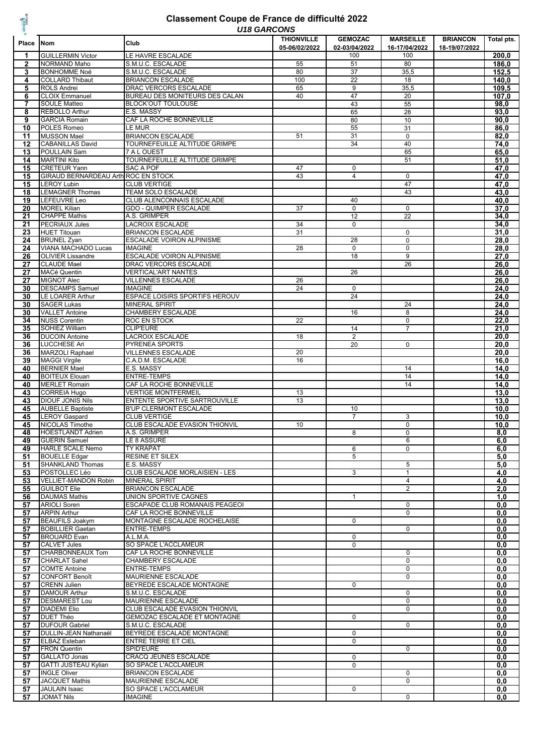# Classement Coupe de France de difficulté 2022

## *U18 GARCONS*

| Place | Nom | Club | THIONVILLE 05-06/02/2022 | GEMOZAC 02-03/04/2022 | MARSEILLE 16-17/04/2022 | BRIANCON 18-19/07/2022 | Total pts. |
|---|---|---|---|---|---|---|---|
| 1 | GUILLERMIN Victor | LE HAVRE ESCALADE | | 100 | 100 | | 200,0 |
| 2 | NORMAND Maho | S.M.U.C. ESCALADE | 55 | 51 | 80 | | 186,0 |
| 3 | BONHOMME Noé | S.M.U.C. ESCALADE | 80 | 37 | 35,5 | | 152,5 |
| 4 | COLLARD Thibaut | BRIANCON ESCALADE | 100 | 22 | 18 | | 140,0 |
| 5 | ROLS Andrei | DRAC VERCORS ESCALADE | 65 | 9 | 35,5 | | 109,5 |
| 6 | CLOIX Emmanuel | BUREAU DES MONITEURS DES CALAN | 40 | 47 | 20 | | 107,0 |
| 7 | SOULE Matteo | BLOCK'OUT TOULOUSE | | 43 | 55 | | 98,0 |
| 8 | REBOLLO Arthur | E.S. MASSY | | 65 | 28 | | 93,0 |
| 9 | GARCIA Romain | CAF LA ROCHE BONNEVILLE | | 80 | 10 | | 90,0 |
| 10 | POLES Romeo | LE MUR | | 55 | 31 | | 86,0 |
| 11 | MUSSON Mael | BRIANCON ESCALADE | 51 | 31 | 0 | | 82,0 |
| 12 | CABANILLAS David | TOURNEFEUILLE ALTITUDE GRIMPE | | 34 | 40 | | 74,0 |
| 13 | POULLAIN Sam | 7 A L OUEST | | | 65 | | 65,0 |
| 14 | MARTINI Kito | TOURNEFEUILLE ALTITUDE GRIMPE | | | 51 | | 51,0 |
| 15 | CRETEUR Yann | SAC A POF | 47 | 0 | | | 47,0 |
| 15 | GIRAUD BERNARDEAU Arth | ROC EN STOCK | 43 | 4 | 0 | | 47,0 |
| 15 | LEROY Lubin | CLUB VERTIGE | | | 47 | | 47,0 |
| 18 | LEMAGNER Thomas | TEAM SOLO ESCALADE | | | 43 | | 43,0 |
| 19 | LEFEUVRE Leo | CLUB ALENCONNAIS ESCALADE | | 40 | | | 40,0 |
| 20 | MOREL Kilian | GDO - QUIMPER ESCALADE | 37 | 0 | 0 | | 37,0 |
| 21 | CHAPPE Mathis | A.S. GRIMPER | | 12 | 22 | | 34,0 |
| 21 | PECRIAUX Jules | LACROIX ESCALADE | 34 | 0 | | | 34,0 |
| 23 | HUET Titouan | BRIANCON ESCALADE | 31 | | 0 | | 31,0 |
| 24 | BRUNEL Zyan | ESCALADE VOIRON ALPINISME | | 28 | 0 | | 28,0 |
| 24 | VIANA MACHADO Lucas | IMAGINE | 28 | 0 | 0 | | 28,0 |
| 26 | OLIVIER Lissandre | ESCALADE VOIRON ALPINISME | | 18 | 9 | | 27,0 |
| 27 | CLAUDE Mael | DRAC VERCORS ESCALADE | | | 26 | | 26,0 |
| 27 | MACé Quentin | VERTICAL'ART NANTES | | 26 | | | 26,0 |
| 27 | MIGNOT Alec | VILLENNES ESCALADE | 26 | | | | 26,0 |
| 30 | DESCAMPS Samuel | IMAGINE | 24 | 0 | | | 24,0 |
| 30 | LE LOARER Arthur | ESPACE LOISIRS SPORTIFS HEROUV | | 24 | | | 24,0 |
| 30 | SAGER Lukas | MINERAL SPIRIT | | | 24 | | 24,0 |
| 30 | VALLET Antoine | CHAMBERY ESCALADE | | 16 | 8 | | 24,0 |
| 34 | NUSS Corentin | ROC EN STOCK | 22 | | 0 | | 22,0 |
| 35 | SOHIEZ William | CLIP'EURE | | 14 | 7 | | 21,0 |
| 36 | DUCOIN Antoine | LACROIX ESCALADE | 18 | 2 | | | 20,0 |
| 36 | LUCCHESE Ari | PYRENEA SPORTS | | 20 | 0 | | 20,0 |
| 36 | MARZOLI Raphael | VILLENNES ESCALADE | 20 | | | | 20,0 |
| 39 | MAGGI Virgile | C.A.D.M. ESCALADE | 16 | | | | 16,0 |
| 40 | BERNIER Mael | E.S. MASSY | | | 14 | | 14,0 |
| 40 | BOITEUX Elouan | ENTRE-TEMPS | | | 14 | | 14,0 |
| 40 | MERLET Romain | CAF LA ROCHE BONNEVILLE | | | 14 | | 14,0 |
| 43 | CORREIA Hugo | VERTIGE MONTFERMEIL | 13 | | | | 13,0 |
| 43 | DIOUF JONIS Nils | ENTENTE SPORTIVE SARTROUVILLE | 13 | | | | 13,0 |
| 45 | AUBELLE Baptiste | B'UP CLERMONT ESCALADE | | 10 | | | 10,0 |
| 45 | LEROY Gaspard | CLUB VERTIGE | | 7 | 3 | | 10,0 |
| 45 | NICOLAS Timothe | CLUB ESCALADE EVASION THIONVIL | 10 | | 0 | | 10,0 |
| 48 | HOESTLANDT Adrien | A.S. GRIMPER | | 8 | 0 | | 8,0 |
| 49 | GUERIN Samuel | LE 8 ASSURE | | | 6 | | 6,0 |
| 49 | HARLE SCALE Nemo | TY KRAPAT | | 6 | 0 | | 6,0 |
| 51 | BOUELLE Edgar | RESINE ET SILEX | | 5 | | | 5,0 |
| 51 | SHANKLAND Thomas | E.S. MASSY | | | 5 | | 5,0 |
| 53 | POSTOLLEC Léo | CLUB ESCALADE MORLAISIEN - LES | | 3 | 1 | | 4,0 |
| 53 | VELLIET-MANDON Robin | MINERAL SPIRIT | | | 4 | | 4,0 |
| 55 | GUILBOT Elie | BRIANCON ESCALADE | | | 2 | | 2,0 |
| 56 | DAUMAS Mathis | UNION SPORTIVE CAGNES | | 1 | | | 1,0 |
| 57 | ARIOLI Soren | ESCAPADE CLUB ROMANAIS PEAGEOI | | | 0 | | 0,0 |
| 57 | ARPIN Arthur | CAF LA ROCHE BONNEVILLE | | | 0 | | 0,0 |
| 57 | BEAUFILS Joakym | MONTAGNE ESCALADE ROCHELAISE | | 0 | | | 0,0 |
| 57 | BOBILLIER Gaetan | ENTRE-TEMPS | | | 0 | | 0,0 |
| 57 | BROUARD Evan | A.L.M.A. | | 0 | | | 0,0 |
| 57 | CALVET Jules | SO SPACE L'ACCLAMEUR | | 0 | | | 0,0 |
| 57 | CHARBONNEAUX Tom | CAF LA ROCHE BONNEVILLE | | | 0 | | 0,0 |
| 57 | CHARLAT Sahel | CHAMBERY ESCALADE | | | 0 | | 0,0 |
| 57 | COMTE Antoine | ENTRE-TEMPS | | | 0 | | 0,0 |
| 57 | CONFORT Benoît | MAURIENNE ESCALADE | | | 0 | | 0,0 |
| 57 | CRENN Julien | BEYREDE ESCALADE MONTAGNE | | 0 | | | 0,0 |
| 57 | DAMOUR Arthur | S.M.U.C. ESCALADE | | | 0 | | 0,0 |
| 57 | DESMAREST Lou | MAURIENNE ESCALADE | | | 0 | | 0,0 |
| 57 | DIADEMI Elio | CLUB ESCALADE EVASION THIONVIL | | | 0 | | 0,0 |
| 57 | DUET Théo | GEMOZAC ESCALADE ET MONTAGNE | | 0 | | | 0,0 |
| 57 | DUFOUR Gabriel | S.M.U.C. ESCALADE | | | 0 | | 0,0 |
| 57 | DULLIN-JEAN Nathanaël | BEYREDE ESCALADE MONTAGNE | | 0 | | | 0,0 |
| 57 | ELBAZ Esteban | ENTRE TERRE ET CIEL | | 0 | | | 0,0 |
| 57 | FRON Quentin | SPID'EURE | | | 0 | | 0,0 |
| 57 | GALLATO Jonas | CRACQ JEUNES ESCALADE | | 0 | | | 0,0 |
| 57 | GATTI JUSTEAU Kylian | SO SPACE L'ACCLAMEUR | | 0 | | | 0,0 |
| 57 | INGLE Oliver | BRIANCON ESCALADE | | | 0 | | 0,0 |
| 57 | JACQUET Mathis | MAURIENNE ESCALADE | | | 0 | | 0,0 |
| 57 | JAULAIN Isaac | SO SPACE L'ACCLAMEUR | | 0 | | | 0,0 |
| 57 | JOMAT Nils | IMAGINE | | | 0 | | 0,0 |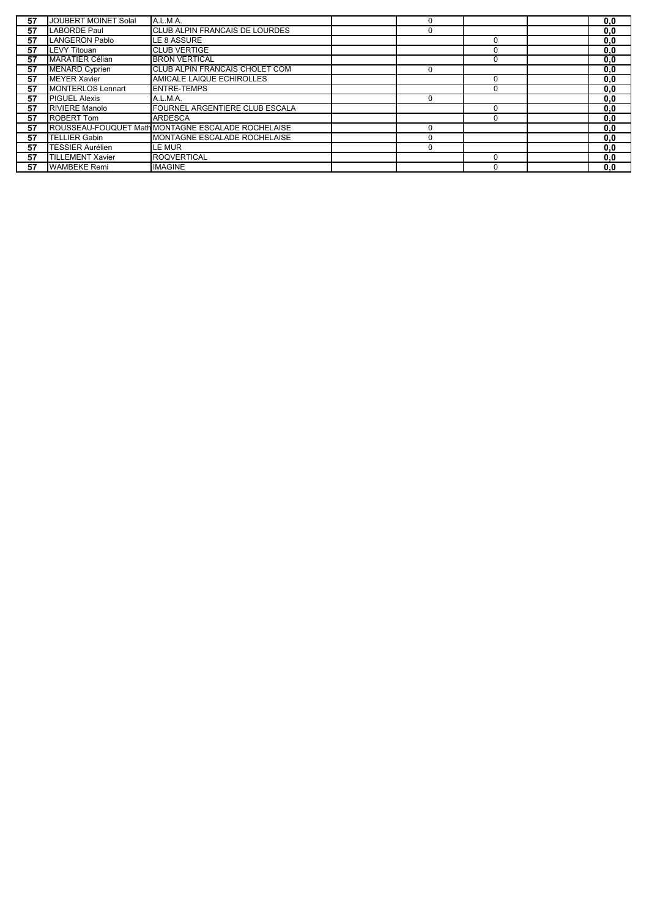| | | | | | | | |
|---|---|---|---|---|---|---|---|
| 57 | JOUBERT MOINET Solal | A.L.M.A. | | 0 | | | 0,0 |
| 57 | LABORDE Paul | CLUB ALPIN FRANCAIS DE LOURDES | | 0 | | | 0,0 |
| 57 | LANGERON Pablo | LE 8 ASSURE | | | 0 | | 0,0 |
| 57 | LEVY Titouan | CLUB VERTIGE | | | 0 | | 0,0 |
| 57 | MARATIER Célian | BRON VERTICAL | | | 0 | | 0,0 |
| 57 | MENARD Cyprien | CLUB ALPIN FRANCAIS CHOLET COM | | 0 | | | 0,0 |
| 57 | MEYER Xavier | AMICALE LAIQUE ECHIROLLES | | | 0 | | 0,0 |
| 57 | MONTERLOS Lennart | ENTRE-TEMPS | | | 0 | | 0,0 |
| 57 | PIGUEL Alexis | A.L.M.A. | | 0 | | | 0,0 |
| 57 | RIVIERE Manolo | FOURNEL ARGENTIERE CLUB ESCALA | | | 0 | | 0,0 |
| 57 | ROBERT Tom | ARDESCA | | | 0 | | 0,0 |
| 57 | ROUSSEAU-FOUQUET Math | MONTAGNE ESCALADE ROCHELAISE | | 0 | | | 0,0 |
| 57 | TELLIER Gabin | MONTAGNE ESCALADE ROCHELAISE | | 0 | | | 0,0 |
| 57 | TESSIER Aurélien | LE MUR | | 0 | | | 0,0 |
| 57 | TILLEMENT Xavier | ROQVERTICAL | | | 0 | | 0,0 |
| 57 | WAMBEKE Remi | IMAGINE | | | 0 | | 0,0 |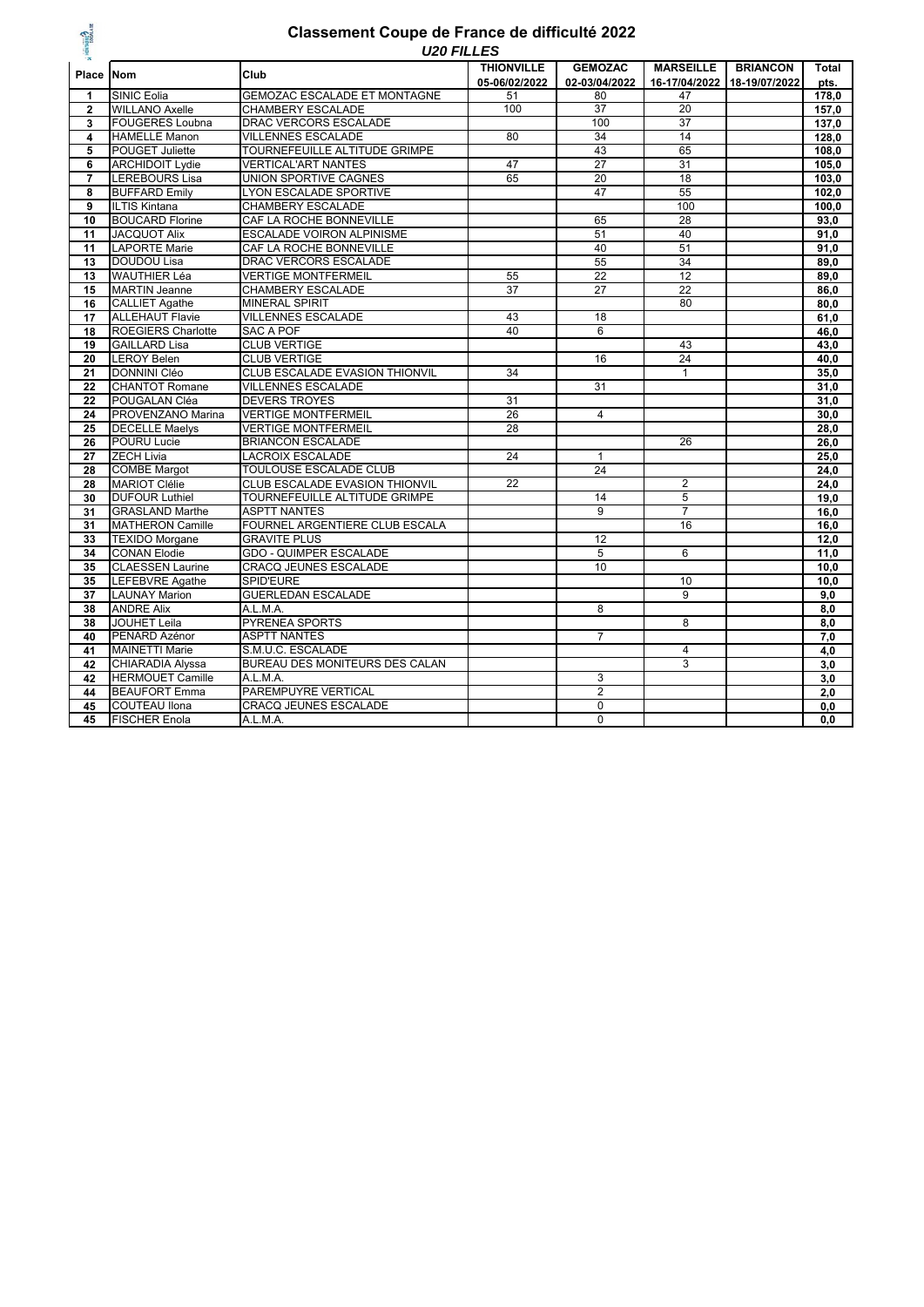# Classement Coupe de France de difficulté 2022

## *U20 FILLES*

| Place | Nom | Club | THIONVILLE 05-06/02/2022 | GEMOZAC 02-03/04/2022 | MARSEILLE 16-17/04/2022 | BRIANCON 18-19/07/2022 | Total pts. |
|---|---|---|---|---|---|---|---|
| 1 | SINIC Eolia | GEMOZAC ESCALADE ET MONTAGNE | 51 | 80 | 47 | | 178,0 |
| 2 | WILLANO Axelle | CHAMBERY ESCALADE | 100 | 37 | 20 | | 157,0 |
| 3 | FOUGERES Loubna | DRAC VERCORS ESCALADE | | 100 | 37 | | 137,0 |
| 4 | HAMELLE Manon | VILLENNES ESCALADE | 80 | 34 | 14 | | 128,0 |
| 5 | POUGET Juliette | TOURNEFEUILLE ALTITUDE GRIMPE | | 43 | 65 | | 108,0 |
| 6 | ARCHIDOIT Lydie | VERTICAL'ART NANTES | 47 | 27 | 31 | | 105,0 |
| 7 | LEREBOURS Lisa | UNION SPORTIVE CAGNES | 65 | 20 | 18 | | 103,0 |
| 8 | BUFFARD Emily | LYON ESCALADE SPORTIVE | | 47 | 55 | | 102,0 |
| 9 | ILTIS Kintana | CHAMBERY ESCALADE | | | 100 | | 100,0 |
| 10 | BOUCARD Florine | CAF LA ROCHE BONNEVILLE | | 65 | 28 | | 93,0 |
| 11 | JACQUOT Alix | ESCALADE VOIRON ALPINISME | | 51 | 40 | | 91,0 |
| 11 | LAPORTE Marie | CAF LA ROCHE BONNEVILLE | | 40 | 51 | | 91,0 |
| 13 | DOUDOU Lisa | DRAC VERCORS ESCALADE | | 55 | 34 | | 89,0 |
| 13 | WAUTHIER Léa | VERTIGE MONTFERMEIL | 55 | 22 | 12 | | 89,0 |
| 15 | MARTIN Jeanne | CHAMBERY ESCALADE | 37 | 27 | 22 | | 86,0 |
| 16 | CALLIET Agathe | MINERAL SPIRIT | | | 80 | | 80,0 |
| 17 | ALLEHAUT Flavie | VILLENNES ESCALADE | 43 | 18 | | | 61,0 |
| 18 | ROEGIERS Charlotte | SAC A POF | 40 | 6 | | | 46,0 |
| 19 | GAILLARD Lisa | CLUB VERTIGE | | | 43 | | 43,0 |
| 20 | LEROY Belen | CLUB VERTIGE | | 16 | 24 | | 40,0 |
| 21 | DONNINI Cléo | CLUB ESCALADE EVASION THIONVIL | 34 | | 1 | | 35,0 |
| 22 | CHANTOT Romane | VILLENNES ESCALADE | | 31 | | | 31,0 |
| 22 | POUGALAN Cléa | DEVERS TROYES | 31 | | | | 31,0 |
| 24 | PROVENZANO Marina | VERTIGE MONTFERMEIL | 26 | 4 | | | 30,0 |
| 25 | DECELLE Maelys | VERTIGE MONTFERMEIL | 28 | | | | 28,0 |
| 26 | POURU Lucie | BRIANCON ESCALADE | | | 26 | | 26,0 |
| 27 | ZECH Livia | LACROIX ESCALADE | 24 | 1 | | | 25,0 |
| 28 | COMBE Margot | TOULOUSE ESCALADE CLUB | | 24 | | | 24,0 |
| 28 | MARIOT Clélie | CLUB ESCALADE EVASION THIONVIL | 22 | | 2 | | 24,0 |
| 30 | DUFOUR Luthiel | TOURNEFEUILLE ALTITUDE GRIMPE | | 14 | 5 | | 19,0 |
| 31 | GRASLAND Marthe | ASPTT NANTES | | 9 | 7 | | 16,0 |
| 31 | MATHERON Camille | FOURNEL ARGENTIERE CLUB ESCALA | | | 16 | | 16,0 |
| 33 | TEXIDO Morgane | GRAVITE PLUS | | 12 | | | 12,0 |
| 34 | CONAN Elodie | GDO - QUIMPER ESCALADE | | 5 | 6 | | 11,0 |
| 35 | CLAESSEN Laurine | CRACQ JEUNES ESCALADE | | 10 | | | 10,0 |
| 35 | LEFEBVRE Agathe | SPID'EURE | | | 10 | | 10,0 |
| 37 | LAUNAY Marion | GUERLEDAN ESCALADE | | | 9 | | 9,0 |
| 38 | ANDRE Alix | A.L.M.A. | | 8 | | | 8,0 |
| 38 | JOUHET Leila | PYRENEA SPORTS | | | 8 | | 8,0 |
| 40 | PENARD Azénor | ASPTT NANTES | | 7 | | | 7,0 |
| 41 | MAINETTI Marie | S.M.U.C. ESCALADE | | | 4 | | 4,0 |
| 42 | CHIARADIA Alyssa | BUREAU DES MONITEURS DES CALAN | | | 3 | | 3,0 |
| 42 | HERMOUET Camille | A.L.M.A. | | 3 | | | 3,0 |
| 44 | BEAUFORT Emma | PAREMPUYRE VERTICAL | | 2 | | | 2,0 |
| 45 | COUTEAU Ilona | CRACQ JEUNES ESCALADE | | 0 | | | 0,0 |
| 45 | FISCHER Enola | A.L.M.A. | | 0 | | | 0,0 |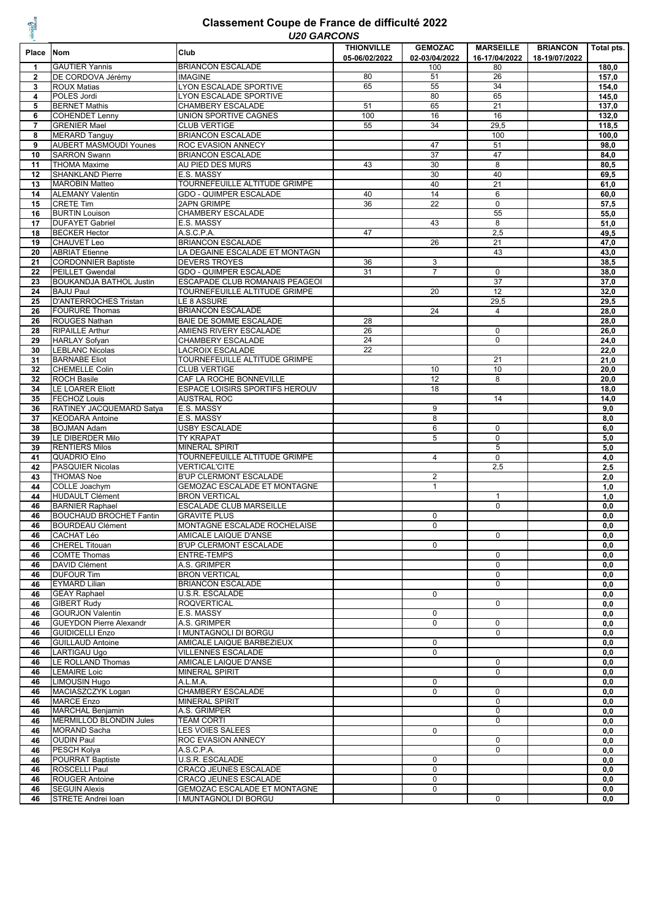# Classement Coupe de France de difficulté 2022

## *U20 GARCONS*

| Place | Nom | Club | THIONVILLE 05-06/02/2022 | GEMOZAC 02-03/04/2022 | MARSEILLE 16-17/04/2022 | BRIANCON 18-19/07/2022 | Total pts. |
|---|---|---|---|---|---|---|---|
| 1 | GAUTIER Yannis | BRIANCON ESCALADE | | 100 | 80 | | 180,0 |
| 2 | DE CORDOVA Jérémy | IMAGINE | 80 | 51 | 26 | | 157,0 |
| 3 | ROUX Matias | LYON ESCALADE SPORTIVE | 65 | 55 | 34 | | 154,0 |
| 4 | POLES Jordi | LYON ESCALADE SPORTIVE | | 80 | 65 | | 145,0 |
| 5 | BERNET Mathis | CHAMBERY ESCALADE | 51 | 65 | 21 | | 137,0 |
| 6 | COHENDET Lenny | UNION SPORTIVE CAGNES | 100 | 16 | 16 | | 132,0 |
| 7 | GRENIER Mael | CLUB VERTIGE | 55 | 34 | 29,5 | | 118,5 |
| 8 | MERARD Tanguy | BRIANCON ESCALADE | | | 100 | | 100,0 |
| 9 | AUBERT MASMOUDI Younes | ROC EVASION ANNECY | | 47 | 51 | | 98,0 |
| 10 | SARRON Swann | BRIANCON ESCALADE | | 37 | 47 | | 84,0 |
| 11 | THOMA Maxime | AU PIED DES MURS | 43 | 30 | 8 | | 80,5 |
| 12 | SHANKLAND Pierre | E.S. MASSY | | 30 | 40 | | 69,5 |
| 13 | MAROBIN Matteo | TOURNEFEUILLE ALTITUDE GRIMPE | | 40 | 21 | | 61,0 |
| 14 | ALEMANY Valentin | GDO - QUIMPER ESCALADE | 40 | 14 | 6 | | 60,0 |
| 15 | CRETE Tim | 2APN GRIMPE | 36 | 22 | 0 | | 57,5 |
| 16 | BURTIN Louison | CHAMBERY ESCALADE | | | 55 | | 55,0 |
| 17 | DUFAYET Gabriel | E.S. MASSY | | 43 | 8 | | 51,0 |
| 18 | BECKER Hector | A.S.C.P.A. | 47 | | 2,5 | | 49,5 |
| 19 | CHAUVET Leo | BRIANCON ESCALADE | | 26 | 21 | | 47,0 |
| 20 | ABRIAT Etienne | LA DEGAINE ESCALADE ET MONTAGN | | | 43 | | 43,0 |
| 21 | CORDONNIER Baptiste | DEVERS TROYES | 36 | 3 | | | 38,5 |
| 22 | PEILLET Gwendal | GDO - QUIMPER ESCALADE | 31 | 7 | 0 | | 38,0 |
| 23 | BOUKANDJA BATHOL Justin | ESCAPADE CLUB ROMANAIS PEAGEOI | | | 37 | | 37,0 |
| 24 | BAJU Paul | TOURNEFEUILLE ALTITUDE GRIMPE | | 20 | 12 | | 32,0 |
| 25 | D'ANTERROCHES Tristan | LE 8 ASSURE | | | 29,5 | | 29,5 |
| 26 | FOURURE Thomas | BRIANCON ESCALADE | | 24 | 4 | | 28,0 |
| 26 | ROUGES Nathan | BAIE DE SOMME ESCALADE | 28 | | | | 28,0 |
| 28 | RIPAILLE Arthur | AMIENS RIVERY ESCALADE | 26 | | 0 | | 26,0 |
| 29 | HARLAY Sofyan | CHAMBERY ESCALADE | 24 | | 0 | | 24,0 |
| 30 | LEBLANC Nicolas | LACROIX ESCALADE | 22 | | | | 22,0 |
| 31 | BARNABE Eliot | TOURNEFEUILLE ALTITUDE GRIMPE | | | 21 | | 21,0 |
| 32 | CHEMELLE Colin | CLUB VERTIGE | | 10 | 10 | | 20,0 |
| 32 | ROCH Basile | CAF LA ROCHE BONNEVILLE | | 12 | 8 | | 20,0 |
| 34 | LE LOARER Eliott | ESPACE LOISIRS SPORTIFS HEROUV | | 18 | | | 18,0 |
| 35 | FECHOZ Louis | AUSTRAL ROC | | | 14 | | 14,0 |
| 36 | RATINEY JACQUEMARD Satya | E.S. MASSY | | 9 | | | 9,0 |
| 37 | KEODARA Antoine | E.S. MASSY | | 8 | | | 8,0 |
| 38 | BOJMAN Adam | USBY ESCALADE | | 6 | 0 | | 6,0 |
| 39 | LE DIBERDER Milo | TY KRAPAT | | 5 | 0 | | 5,0 |
| 39 | RENTIERS Milos | MINERAL SPIRIT | | | 5 | | 5,0 |
| 41 | QUADRIO Elno | TOURNEFEUILLE ALTITUDE GRIMPE | | 4 | 0 | | 4,0 |
| 42 | PASQUIER Nicolas | VERTICAL'CITE | | | 2,5 | | 2,5 |
| 43 | THOMAS Noe | B'UP CLERMONT ESCALADE | | 2 | | | 2,0 |
| 44 | COLLE Joachym | GEMOZAC ESCALADE ET MONTAGNE | | 1 | | | 1,0 |
| 44 | HUDAULT Clément | BRON VERTICAL | | | 1 | | 1,0 |
| 46 | BARNIER Raphael | ESCALADE CLUB MARSEILLE | | | 0 | | 0,0 |
| 46 | BOUCHAUD BROCHET Fantin | GRAVITE PLUS | | 0 | | | 0,0 |
| 46 | BOURDEAU Clément | MONTAGNE ESCALADE ROCHELAISE | | 0 | | | 0,0 |
| 46 | CACHAT Léo | AMICALE LAIQUE D'ANSE | | | 0 | | 0,0 |
| 46 | CHEREL Titouan | B'UP CLERMONT ESCALADE | | 0 | | | 0,0 |
| 46 | COMTE Thomas | ENTRE-TEMPS | | | 0 | | 0,0 |
| 46 | DAVID Clément | A.S. GRIMPER | | | 0 | | 0,0 |
| 46 | DUFOUR Tim | BRON VERTICAL | | | 0 | | 0,0 |
| 46 | EYMARD Lilian | BRIANCON ESCALADE | | | 0 | | 0,0 |
| 46 | GEAY Raphael | U.S.R. ESCALADE | | 0 | | | 0,0 |
| 46 | GIBERT Rudy | ROQVERTICAL | | | 0 | | 0,0 |
| 46 | GOURJON Valentin | E.S. MASSY | | 0 | | | 0,0 |
| 46 | GUEYDON Pierre Alexandr | A.S. GRIMPER | | 0 | 0 | | 0,0 |
| 46 | GUIDICELLI Enzo | I MUNTAGNOLI DI BORGU | | | 0 | | 0,0 |
| 46 | GUILLAUD Antoine | AMICALE LAIQUE BARBEZIEUX | | 0 | | | 0,0 |
| 46 | LARTIGAU Ugo | VILLENNES ESCALADE | | 0 | | | 0,0 |
| 46 | LE ROLLAND Thomas | AMICALE LAIQUE D'ANSE | | | 0 | | 0,0 |
| 46 | LEMAIRE Loic | MINERAL SPIRIT | | | 0 | | 0,0 |
| 46 | LIMOUSIN Hugo | A.L.M.A. | | 0 | | | 0,0 |
| 46 | MACIASZCZYK Logan | CHAMBERY ESCALADE | | 0 | 0 | | 0,0 |
| 46 | MARCE Enzo | MINERAL SPIRIT | | | 0 | | 0,0 |
| 46 | MARCHAL Benjamin | A.S. GRIMPER | | | 0 | | 0,0 |
| 46 | MERMILLOD BLONDIN Jules | TEAM CORTI | | | 0 | | 0,0 |
| 46 | MORAND Sacha | LES VOIES SALEES | | 0 | | | 0,0 |
| 46 | OUDIN Paul | ROC EVASION ANNECY | | | 0 | | 0,0 |
| 46 | PESCH Kolya | A.S.C.P.A. | | | 0 | | 0,0 |
| 46 | POURRAT Baptiste | U.S.R. ESCALADE | | 0 | | | 0,0 |
| 46 | ROSCELLI Paul | CRACQ JEUNES ESCALADE | | 0 | | | 0,0 |
| 46 | ROUGER Antoine | CRACQ JEUNES ESCALADE | | 0 | | | 0,0 |
| 46 | SEGUIN Alexis | GEMOZAC ESCALADE ET MONTAGNE | | 0 | | | 0,0 |
| 46 | STRETE Andrei Ioan | I MUNTAGNOLI DI BORGU | | | 0 | | 0,0 |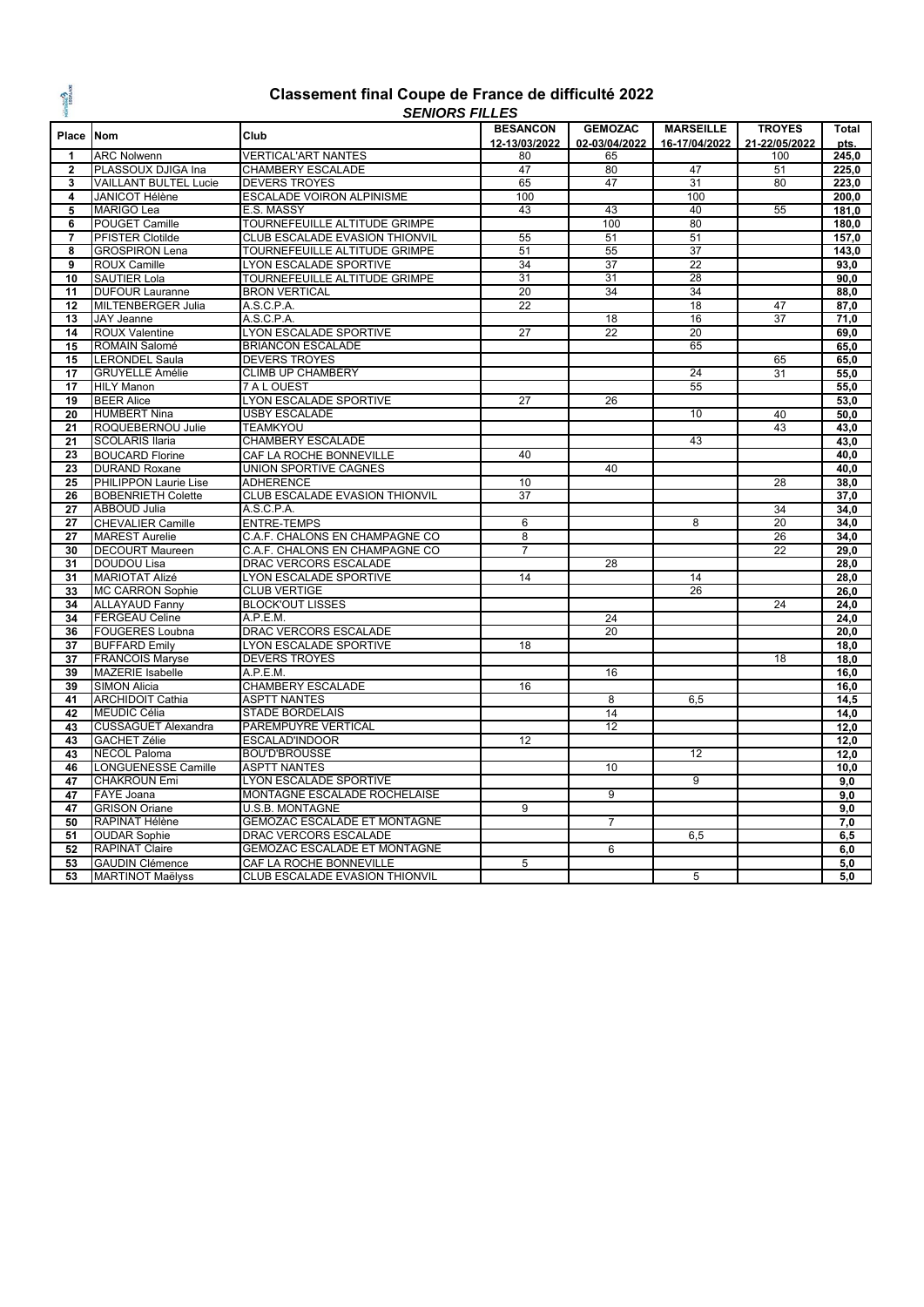# Classement final Coupe de France de difficulté 2022

## *SENIORS FILLES*

| Place | Nom | Club | BESANCON 12-13/03/2022 | GEMOZAC 02-03/04/2022 | MARSEILLE 16-17/04/2022 | TROYES 21-22/05/2022 | Total pts. |
|---|---|---|---|---|---|---|---|
| 1 | ARC Nolwenn | VERTICAL'ART NANTES | 80 | 65 | | 100 | 245,0 |
| 2 | PLASSOUX DJIGA Ina | CHAMBERY ESCALADE | 47 | 80 | 47 | 51 | 225,0 |
| 3 | VAILLANT BULTEL Lucie | DEVERS TROYES | 65 | 47 | 31 | 80 | 223,0 |
| 4 | JANICOT Hélène | ESCALADE VOIRON ALPINISME | 100 | | 100 | | 200,0 |
| 5 | MARIGO Lea | E.S. MASSY | 43 | 43 | 40 | 55 | 181,0 |
| 6 | POUGET Camille | TOURNEFEUILLE ALTITUDE GRIMPE | | 100 | 80 | | 180,0 |
| 7 | PFISTER Clotilde | CLUB ESCALADE EVASION THIONVIL | 55 | 51 | 51 | | 157,0 |
| 8 | GROSPIRON Lena | TOURNEFEUILLE ALTITUDE GRIMPE | 51 | 55 | 37 | | 143,0 |
| 9 | ROUX Camille | LYON ESCALADE SPORTIVE | 34 | 37 | 22 | | 93,0 |
| 10 | SAUTIER Lola | TOURNEFEUILLE ALTITUDE GRIMPE | 31 | 31 | 28 | | 90,0 |
| 11 | DUFOUR Lauranne | BRON VERTICAL | 20 | 34 | 34 | | 88,0 |
| 12 | MILTENBERGER Julia | A.S.C.P.A. | 22 | | 18 | 47 | 87,0 |
| 13 | JAY Jeanne | A.S.C.P.A. | | 18 | 16 | 37 | 71,0 |
| 14 | ROUX Valentine | LYON ESCALADE SPORTIVE | 27 | 22 | 20 | | 69,0 |
| 15 | ROMAIN Salomé | BRIANCON ESCALADE | | | 65 | | 65,0 |
| 15 | LERONDEL Saula | DEVERS TROYES | | | | 65 | 65,0 |
| 17 | GRUYELLE Amélie | CLIMB UP CHAMBERY | | | 24 | 31 | 55,0 |
| 17 | HILY Manon | 7 A L OUEST | | | 55 | | 55,0 |
| 19 | BEER Alice | LYON ESCALADE SPORTIVE | 27 | 26 | | | 53,0 |
| 20 | HUMBERT Nina | USBY ESCALADE | | | 10 | 40 | 50,0 |
| 21 | ROQUEBERNOU Julie | TEAMKYOU | | | | 43 | 43,0 |
| 21 | SCOLARIS Ilaria | CHAMBERY ESCALADE | | | 43 | | 43,0 |
| 23 | BOUCARD Florine | CAF LA ROCHE BONNEVILLE | 40 | | | | 40,0 |
| 23 | DURAND Roxane | UNION SPORTIVE CAGNES | | 40 | | | 40,0 |
| 25 | PHILIPPON Laurie Lise | ADHERENCE | 10 | | | 28 | 38,0 |
| 26 | BOBENRIETH Colette | CLUB ESCALADE EVASION THIONVIL | 37 | | | | 37,0 |
| 27 | ABBOUD Julia | A.S.C.P.A. | | | | 34 | 34,0 |
| 27 | CHEVALIER Camille | ENTRE-TEMPS | 6 | | 8 | 20 | 34,0 |
| 27 | MAREST Aurelie | C.A.F. CHALONS EN CHAMPAGNE CO | 8 | | | 26 | 34,0 |
| 30 | DECOURT Maureen | C.A.F. CHALONS EN CHAMPAGNE CO | 7 | | | 22 | 29,0 |
| 31 | DOUDOU Lisa | DRAC VERCORS ESCALADE | | 28 | | | 28,0 |
| 31 | MARIOTAT Alizé | LYON ESCALADE SPORTIVE | 14 | | 14 | | 28,0 |
| 33 | MC CARRON Sophie | CLUB VERTIGE | | | 26 | | 26,0 |
| 34 | ALLAYAUD Fanny | BLOCK'OUT LISSES | | | | 24 | 24,0 |
| 34 | FERGEAU Celine | A.P.E.M. | | 24 | | | 24,0 |
| 36 | FOUGERES Loubna | DRAC VERCORS ESCALADE | | 20 | | | 20,0 |
| 37 | BUFFARD Emily | LYON ESCALADE SPORTIVE | 18 | | | | 18,0 |
| 37 | FRANCOIS Maryse | DEVERS TROYES | | | | 18 | 18,0 |
| 39 | MAZERIE Isabelle | A.P.E.M. | | 16 | | | 16,0 |
| 39 | SIMON Alicia | CHAMBERY ESCALADE | 16 | | | | 16,0 |
| 41 | ARCHIDOIT Cathia | ASPTT NANTES | | 8 | 6,5 | | 14,5 |
| 42 | MEUDIC Célia | STADE BORDELAIS | | 14 | | | 14,0 |
| 43 | CUSSAGUET Alexandra | PAREMPUYRE VERTICAL | | 12 | | | 12,0 |
| 43 | GACHET Zélie | ESCALAD'INDOOR | 12 | | | | 12,0 |
| 43 | NECOL Paloma | BOU'D'BROUSSE | | | 12 | | 12,0 |
| 46 | LONGUENESSE Camille | ASPTT NANTES | | 10 | | | 10,0 |
| 47 | CHAKROUN Emi | LYON ESCALADE SPORTIVE | | | 9 | | 9,0 |
| 47 | FAYE Joana | MONTAGNE ESCALADE ROCHELAISE | | 9 | | | 9,0 |
| 47 | GRISON Oriane | U.S.B. MONTAGNE | 9 | | | | 9,0 |
| 50 | RAPINAT Hélène | GEMOZAC ESCALADE ET MONTAGNE | | 7 | | | 7,0 |
| 51 | OUDAR Sophie | DRAC VERCORS ESCALADE | | | 6,5 | | 6,5 |
| 52 | RAPINAT Claire | GEMOZAC ESCALADE ET MONTAGNE | | 6 | | | 6,0 |
| 53 | GAUDIN Clémence | CAF LA ROCHE BONNEVILLE | 5 | | | | 5,0 |
| 53 | MARTINOT Maëlyss | CLUB ESCALADE EVASION THIONVIL | | | 5 | | 5,0 |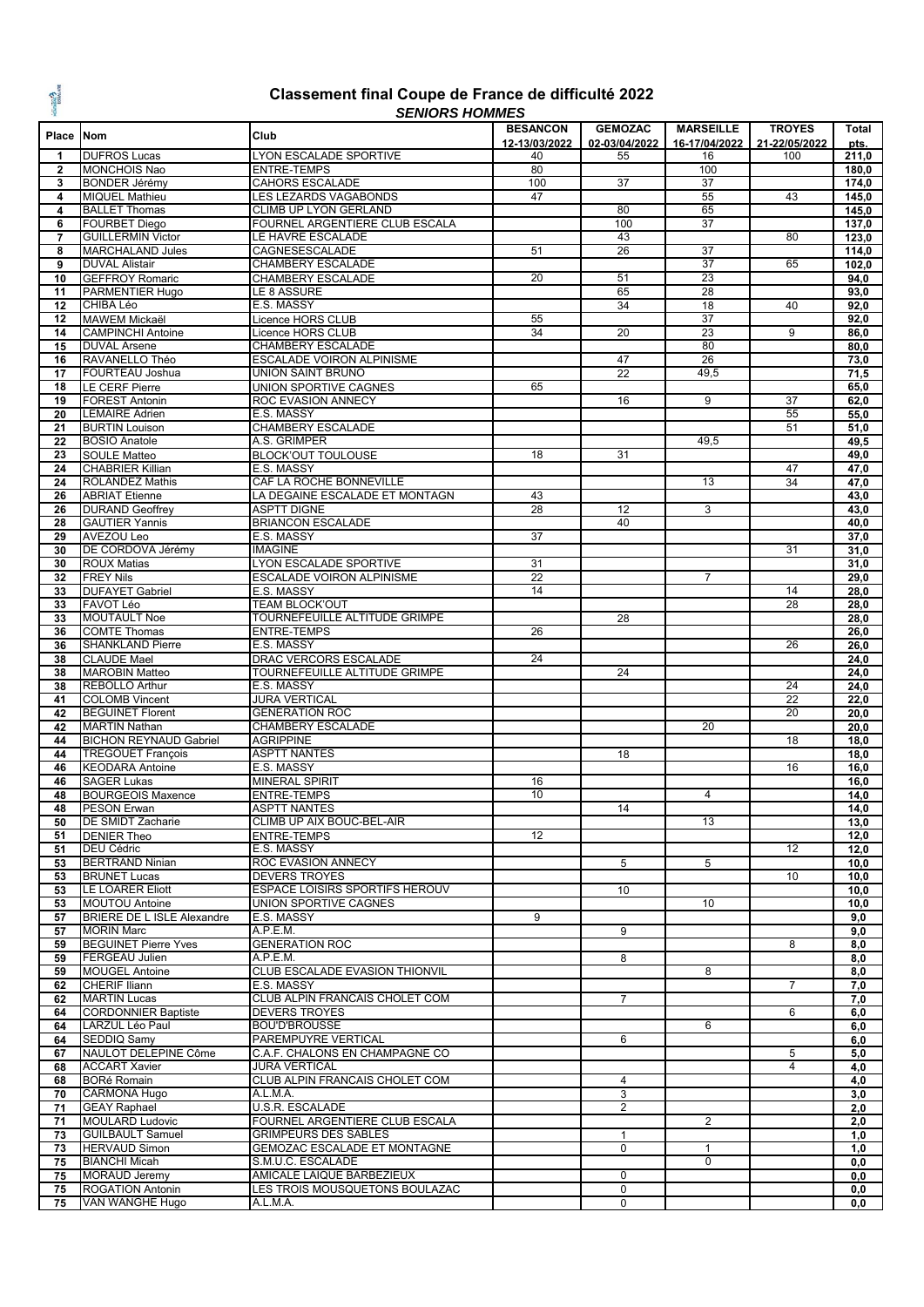# Classement final Coupe de France de difficulté 2022

***SENIORS HOMMES***

| Place | Nom | Club | BESANCON 12-13/03/2022 | GEMOZAC 02-03/04/2022 | MARSEILLE 16-17/04/2022 | TROYES 21-22/05/2022 | Total pts. |
|---|---|---|---|---|---|---|---|
| 1 | DUFROS Lucas | LYON ESCALADE SPORTIVE | 40 | 55 | 16 | 100 | 211,0 |
| 2 | MONCHOIS Nao | ENTRE-TEMPS | 80 | | 100 | | 180,0 |
| 3 | BONDER Jérémy | CAHORS ESCALADE | 100 | 37 | 37 | | 174,0 |
| 4 | MIQUEL Mathieu | LES LEZARDS VAGABONDS | 47 | | 55 | 43 | 145,0 |
| 4 | BALLET Thomas | CLIMB UP LYON GERLAND | | 80 | 65 | | 145,0 |
| 6 | FOURBET Diego | FOURNEL ARGENTIERE CLUB ESCALA | | 100 | 37 | | 137,0 |
| 7 | GUILLERMIN Victor | LE HAVRE ESCALADE | | 43 | | 80 | 123,0 |
| 8 | MARCHALAND Jules | CAGNESESCALADE | 51 | 26 | 37 | | 114,0 |
| 9 | DUVAL Alistair | CHAMBERY ESCALADE | | | 37 | 65 | 102,0 |
| 10 | GEFFROY Romaric | CHAMBERY ESCALADE | 20 | 51 | 23 | | 94,0 |
| 11 | PARMENTIER Hugo | LE 8 ASSURE | | 65 | 28 | | 93,0 |
| 12 | CHIBA Léo | E.S. MASSY | | 34 | 18 | 40 | 92,0 |
| 12 | MAWEM Mickaël | Licence HORS CLUB | 55 | | 37 | | 92,0 |
| 14 | CAMPINCHI Antoine | Licence HORS CLUB | 34 | 20 | 23 | 9 | 86,0 |
| 15 | DUVAL Arsene | CHAMBERY ESCALADE | | | 80 | | 80,0 |
| 16 | RAVANELLO Théo | ESCALADE VOIRON ALPINISME | | 47 | 26 | | 73,0 |
| 17 | FOURTEAU Joshua | UNION SAINT BRUNO | | 22 | 49,5 | | 71,5 |
| 18 | LE CERF Pierre | UNION SPORTIVE CAGNES | 65 | | | | 65,0 |
| 19 | FOREST Antonin | ROC EVASION ANNECY | | 16 | 9 | 37 | 62,0 |
| 20 | LEMAIRE Adrien | E.S. MASSY | | | | 55 | 55,0 |
| 21 | BURTIN Louison | CHAMBERY ESCALADE | | | | 51 | 51,0 |
| 22 | BOSIO Anatole | A.S. GRIMPER | | | 49,5 | | 49,5 |
| 23 | SOULE Matteo | BLOCK'OUT TOULOUSE | 18 | 31 | | | 49,0 |
| 24 | CHABRIER Killian | E.S. MASSY | | | | 47 | 47,0 |
| 24 | ROLANDEZ Mathis | CAF LA ROCHE BONNEVILLE | | | 13 | 34 | 47,0 |
| 26 | ABRIAT Etienne | LA DEGAINE ESCALADE ET MONTAGN | 43 | | | | 43,0 |
| 26 | DURAND Geoffrey | ASPTT DIGNE | 28 | 12 | 3 | | 43,0 |
| 28 | GAUTIER Yannis | BRIANCON ESCALADE | | 40 | | | 40,0 |
| 29 | AVEZOU Leo | E.S. MASSY | 37 | | | | 37,0 |
| 30 | DE CORDOVA Jérémy | IMAGINE | | | | 31 | 31,0 |
| 30 | ROUX Matias | LYON ESCALADE SPORTIVE | 31 | | | | 31,0 |
| 32 | FREY Nils | ESCALADE VOIRON ALPINISME | 22 | | 7 | | 29,0 |
| 33 | DUFAYET Gabriel | E.S. MASSY | 14 | | | 14 | 28,0 |
| 33 | FAVOT Léo | TEAM BLOCK'OUT | | | | 28 | 28,0 |
| 33 | MOUTAULT Noe | TOURNEFEUILLE ALTITUDE GRIMPE | | 28 | | | 28,0 |
| 36 | COMTE Thomas | ENTRE-TEMPS | 26 | | | | 26,0 |
| 36 | SHANKLAND Pierre | E.S. MASSY | | | | 26 | 26,0 |
| 38 | CLAUDE Mael | DRAC VERCORS ESCALADE | 24 | | | | 24,0 |
| 38 | MAROBIN Matteo | TOURNEFEUILLE ALTITUDE GRIMPE | | 24 | | | 24,0 |
| 38 | REBOLLO Arthur | E.S. MASSY | | | | 24 | 24,0 |
| 41 | COLOMB Vincent | JURA VERTICAL | | | | 22 | 22,0 |
| 42 | BEGUINET Florent | GENERATION ROC | | | | 20 | 20,0 |
| 42 | MARTIN Nathan | CHAMBERY ESCALADE | | | 20 | | 20,0 |
| 44 | BICHON REYNAUD Gabriel | AGRIPPINE | | | | 18 | 18,0 |
| 44 | TREGOUET François | ASPTT NANTES | | 18 | | | 18,0 |
| 46 | KEODARA Antoine | E.S. MASSY | | | | 16 | 16,0 |
| 46 | SAGER Lukas | MINERAL SPIRIT | 16 | | | | 16,0 |
| 48 | BOURGEOIS Maxence | ENTRE-TEMPS | 10 | | 4 | | 14,0 |
| 48 | PESON Erwan | ASPTT NANTES | | 14 | | | 14,0 |
| 50 | DE SMIDT Zacharie | CLIMB UP AIX BOUC-BEL-AIR | | | 13 | | 13,0 |
| 51 | DENIER Theo | ENTRE-TEMPS | 12 | | | | 12,0 |
| 51 | DEU Cédric | E.S. MASSY | | | | 12 | 12,0 |
| 53 | BERTRAND Ninian | ROC EVASION ANNECY | | 5 | 5 | | 10,0 |
| 53 | BRUNET Lucas | DEVERS TROYES | | | | 10 | 10,0 |
| 53 | LE LOARER Eliott | ESPACE LOISIRS SPORTIFS HEROUV | | 10 | | | 10,0 |
| 53 | MOUTOU Antoine | UNION SPORTIVE CAGNES | | | 10 | | 10,0 |
| 57 | BRIERE DE L ISLE Alexandre | E.S. MASSY | 9 | | | | 9,0 |
| 57 | MORIN Marc | A.P.E.M. | | 9 | | | 9,0 |
| 59 | BEGUINET Pierre Yves | GENERATION ROC | | | | 8 | 8,0 |
| 59 | FERGEAU Julien | A.P.E.M. | | 8 | | | 8,0 |
| 59 | MOUGEL Antoine | CLUB ESCALADE EVASION THIONVIL | | | 8 | | 8,0 |
| 62 | CHERIF Iliann | E.S. MASSY | | | | 7 | 7,0 |
| 62 | MARTIN Lucas | CLUB ALPIN FRANCAIS CHOLET COM | | 7 | | | 7,0 |
| 64 | CORDONNIER Baptiste | DEVERS TROYES | | | | 6 | 6,0 |
| 64 | LARZUL Léo Paul | BOU'D'BROUSSE | | | 6 | | 6,0 |
| 64 | SEDDIQ Samy | PAREMPUYRE VERTICAL | | 6 | | | 6,0 |
| 67 | NAULOT DELEPINE Côme | C.A.F. CHALONS EN CHAMPAGNE CO | | | | 5 | 5,0 |
| 68 | ACCART Xavier | JURA VERTICAL | | | | 4 | 4,0 |
| 68 | BORé Romain | CLUB ALPIN FRANCAIS CHOLET COM | | 4 | | | 4,0 |
| 70 | CARMONA Hugo | A.L.M.A. | | 3 | | | 3,0 |
| 71 | GEAY Raphael | U.S.R. ESCALADE | | 2 | | | 2,0 |
| 71 | MOULARD Ludovic | FOURNEL ARGENTIERE CLUB ESCALA | | | 2 | | 2,0 |
| 73 | GUILBAULT Samuel | GRIMPEURS DES SABLES | | 1 | | | 1,0 |
| 73 | HERVAUD Simon | GEMOZAC ESCALADE ET MONTAGNE | | 0 | 1 | | 1,0 |
| 75 | BIANCHI Micah | S.M.U.C. ESCALADE | | | 0 | | 0,0 |
| 75 | MORAUD Jeremy | AMICALE LAIQUE BARBEZIEUX | | 0 | | | 0,0 |
| 75 | ROGATION Antonin | LES TROIS MOUSQUETONS BOULAZAC | | 0 | | | 0,0 |
| 75 | VAN WANGHE Hugo | A.L.M.A. | | 0 | | | 0,0 |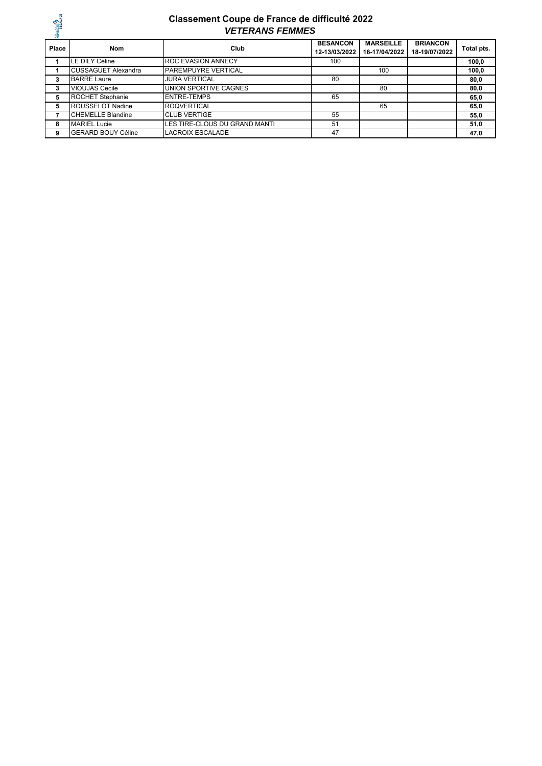# Classement Coupe de France de difficulté 2022

## *VETERANS FEMMES*

| Place | Nom | Club | BESANCON 12-13/03/2022 | MARSEILLE 16-17/04/2022 | BRIANCON 18-19/07/2022 | Total pts. |
|---|---|---|---|---|---|---|
| 1 | LE DILY Céline | ROC EVASION ANNECY | 100 | | | **100,0** |
| 1 | CUSSAGUET Alexandra | PAREMPUYRE VERTICAL | | 100 | | **100,0** |
| 3 | BARRE Laure | JURA VERTICAL | 80 | | | **80,0** |
| 3 | VIOUJAS Cecile | UNION SPORTIVE CAGNES | | 80 | | **80,0** |
| 5 | ROCHET Stephanie | ENTRE-TEMPS | 65 | | | **65,0** |
| 5 | ROUSSELOT Nadine | ROQVERTICAL | | 65 | | **65,0** |
| 7 | CHEMELLE Blandine | CLUB VERTIGE | 55 | | | **55,0** |
| 8 | MARIEL Lucie | LES TIRE-CLOUS DU GRAND MANTI | 51 | | | **51,0** |
| 9 | GERARD BOUY Céline | LACROIX ESCALADE | 47 | | | **47,0** |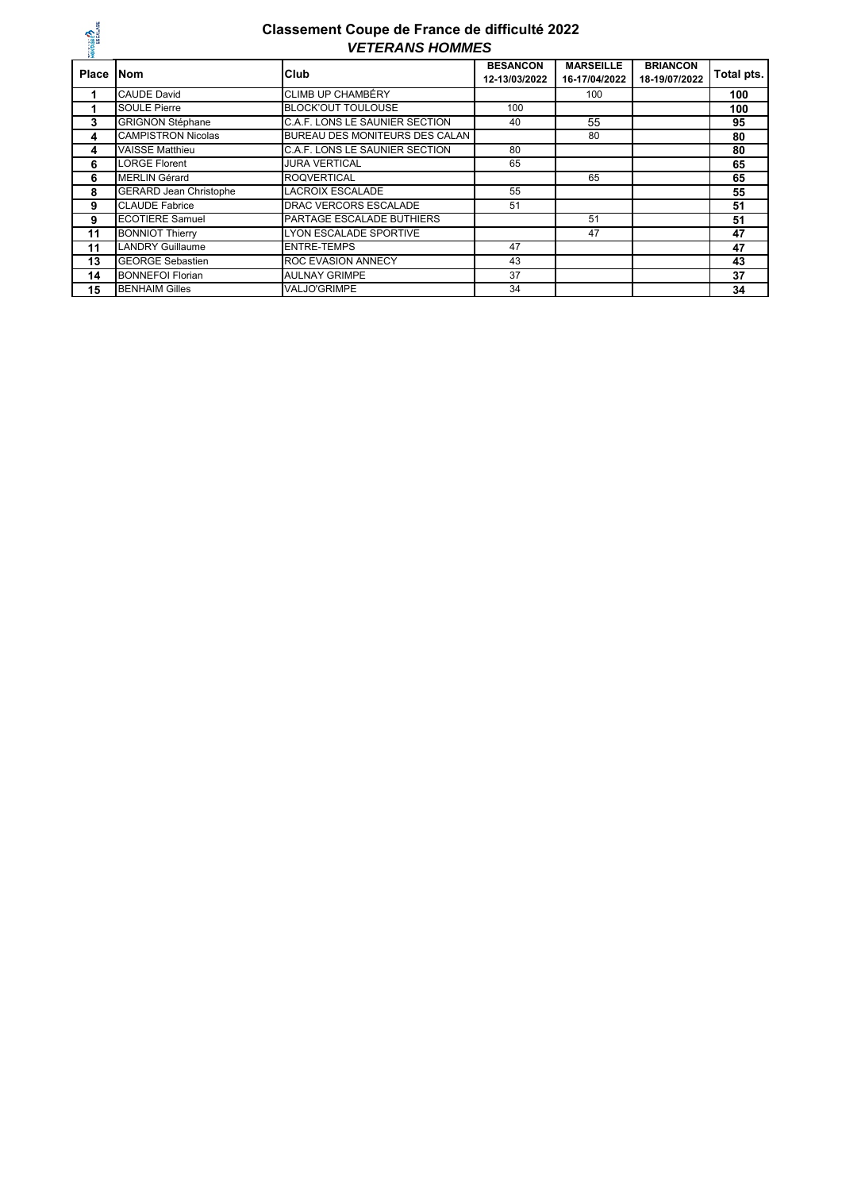# Classement Coupe de France de difficulté 2022

## *VETERANS HOMMES*

| Place | Nom | Club | BESANCON 12-13/03/2022 | MARSEILLE 16-17/04/2022 | BRIANCON 18-19/07/2022 | Total pts. |
|---|---|---|---|---|---|---|
| 1 | CAUDE David | CLIMB UP CHAMBÉRY | | 100 | | 100 |
| 1 | SOULE Pierre | BLOCK'OUT TOULOUSE | 100 | | | 100 |
| 3 | GRIGNON Stéphane | C.A.F. LONS LE SAUNIER SECTION | 40 | 55 | | 95 |
| 4 | CAMPISTRON Nicolas | BUREAU DES MONITEURS DES CALAN | | 80 | | 80 |
| 4 | VAISSE Matthieu | C.A.F. LONS LE SAUNIER SECTION | 80 | | | 80 |
| 6 | LORGE Florent | JURA VERTICAL | 65 | | | 65 |
| 6 | MERLIN Gérard | ROQVERTICAL | | 65 | | 65 |
| 8 | GERARD Jean Christophe | LACROIX ESCALADE | 55 | | | 55 |
| 9 | CLAUDE Fabrice | DRAC VERCORS ESCALADE | 51 | | | 51 |
| 9 | ECOTIERE Samuel | PARTAGE ESCALADE BUTHIERS | | 51 | | 51 |
| 11 | BONNIOT Thierry | LYON ESCALADE SPORTIVE | | 47 | | 47 |
| 11 | LANDRY Guillaume | ENTRE-TEMPS | 47 | | | 47 |
| 13 | GEORGE Sebastien | ROC EVASION ANNECY | 43 | | | 43 |
| 14 | BONNEFOI Florian | AULNAY GRIMPE | 37 | | | 37 |
| 15 | BENHAIM Gilles | VALJO'GRIMPE | 34 | | | 34 |